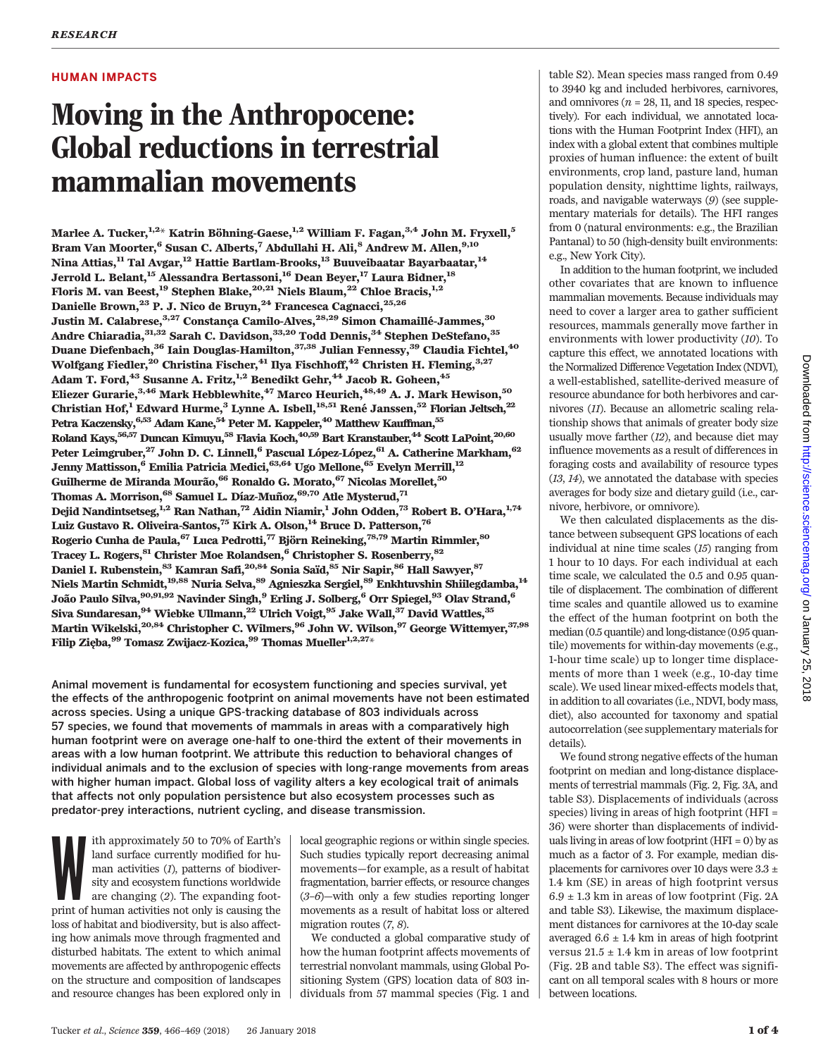HUMAN IMPACTS

# Moving in the Anthropocene: Global reductions in terrestrial mammalian movements

Marlee A. Tucker,[1,2]* Katrin Böhning-Gaese,[1,2] William F. Fagan,[3,4] John M. Fryxell,[5] Bram Van Moorter,[6] Susan C. Alberts,[7] Abdullahi H. Ali,[8] Andrew M. Allen,[9,10] Nina Attias,[11] Tal Avgar,[12] Hattie Bartlam-Brooks,[13] Buuveibaatar Bayarbaatar,[14] Jerrold L. Belant,[15] Alessandra Bertassoni,[16] Dean Beyer,[17] Laura Bidner,[18] Floris M. van Beest,[19] Stephen Blake,[20,21] Niels Blaum,[22] Chloe Bracis,[1,2] Danielle Brown,[23] P. J. Nico de Bruyn,[24] Francesca Cagnacci,[25,26] Justin M. Calabrese,[3,27] Constança Camilo-Alves,[28,29] Simon Chamaillé-Jammes,[30] Andre Chiaradia,[31,32] Sarah C. Davidson,[33,20] Todd Dennis,[34] Stephen DeStefano,[35] Duane Diefenbach,[36] Iain Douglas-Hamilton,[37,38] Julian Fennessy,[39] Claudia Fichtel,[40] Wolfgang Fiedler,[20] Christina Fischer,[41] Ilya Fischhoff,[42] Christen H. Fleming,[3,27] Adam T. Ford,[43] Susanne A. Fritz,[1,2] Benedikt Gehr,[44] Jacob R. Goheen,[45] Eliezer Gurarie,[3,46] Mark Hebblewhite,[47] Marco Heurich,[48,49] A. J. Mark Hewison,[50] Christian Hof,[1] Edward Hurme,[3] Lynne A. Isbell,[18,51] René Janssen,[52] Florian Jeltsch,[22] Petra Kaczensky,[6,53] Adam Kane,[54] Peter M. Kappeler,[40] Matthew Kauffman,[55] Roland Kays,[56,57] Duncan Kimuyu,[58] Flavia Koch,[40,59] Bart Kranstauber,[44] Scott LaPoint,[20,60] Peter Leimgruber,[27] John D. C. Linnell,[6] Pascual López-López,[61] A. Catherine Markham,[62] Jenny Mattisson,[6] Emilia Patricia Medici,[63,64] Ugo Mellone,[65] Evelyn Merrill,[12] Guilherme de Miranda Mourão,[66] Ronaldo G. Morato,[67] Nicolas Morellet,[50] Thomas A. Morrison,[68] Samuel L. Díaz-Muñoz,[69,70] Atle Mysterud,[71] Dejid Nandintsetseg,[1,2] Ran Nathan,[72] Aidin Niamir,[1] John Odden,[73] Robert B. O'Hara,[1,74] Luiz Gustavo R. Oliveira-Santos,[75] Kirk A. Olson,[14] Bruce D. Patterson,[76] Rogerio Cunha de Paula,[67] Luca Pedrotti,[77] Björn Reineking,[78,79] Martin Rimmler,[80] Tracey L. Rogers,[81] Christer Moe Rolandsen,[6] Christopher S. Rosenberry,[82] Daniel I. Rubenstein,[83] Kamran Safi,[20,84] Sonia Saïd,[85] Nir Sapir,[86] Hall Sawyer,[87] Niels Martin Schmidt,[19,88] Nuria Selva,[89] Agnieszka Sergiel,[89] Enkhtuvshin Shiilegdamba,[14] João Paulo Silva,[90,91,92] Navinder Singh,[9] Erling J. Solberg,[6] Orr Spiegel,[93] Olav Strand,[6] Siva Sundaresan,[94] Wiebke Ullmann,[22] Ulrich Voigt,[95] Jake Wall,[37] David Wattles,[35] Martin Wikelski,[20,84] Christopher C. Wilmers,[96] John W. Wilson,[97] George Wittemyer,[37,98] Filip Zięba,[99] Tomasz Zwijacz-Kozica,[99] Thomas Mueller[1,2,27]*

**Animal movement is fundamental for ecosystem functioning and species survival, yet the effects of the anthropogenic footprint on animal movements have not been estimated across species. Using a unique GPS-tracking database of 803 individuals across 57 species, we found that movements of mammals in areas with a comparatively high human footprint were on average one-half to one-third the extent of their movements in areas with a low human footprint. We attribute this reduction to behavioral changes of individual animals and to the exclusion of species with long-range movements from areas with higher human impact. Global loss of vagility alters a key ecological trait of animals that affects not only population persistence but also ecosystem processes such as predator-prey interactions, nutrient cycling, and disease transmission.**

With approximately 50 to 70% of Earth's land surface currently modified for human activities (*1*), patterns of biodiversity and ecosystem functions worldwide are changing (*2*). The expanding footprint of human activities not only is causing the loss of habitat and biodiversity, but is also affecting how animals move through fragmented and disturbed habitats. The extent to which animal movements are affected by anthropogenic effects on the structure and composition of landscapes and resource changes has been explored only in local geographic regions or within single species. Such studies typically report decreasing animal movements—for example, as a result of habitat fragmentation, barrier effects, or resource changes (*3*–*6*)—with only a few studies reporting longer movements as a result of habitat loss or altered migration routes (*7*, *8*).

We conducted a global comparative study of how the human footprint affects movements of terrestrial nonvolant mammals, using Global Positioning System (GPS) location data of 803 individuals from 57 mammal species (Fig. 1 and table S2). Mean species mass ranged from 0.49 to 3940 kg and included herbivores, carnivores, and omnivores ($n$ = 28, 11, and 18 species, respectively). For each individual, we annotated locations with the Human Footprint Index (HFI), an index with a global extent that combines multiple proxies of human influence: the extent of built environments, crop land, pasture land, human population density, nighttime lights, railways, roads, and navigable waterways (*9*) (see supplementary materials for details). The HFI ranges from 0 (natural environments: e.g., the Brazilian Pantanal) to 50 (high-density built environments: e.g., New York City).

In addition to the human footprint, we included other covariates that are known to influence mammalian movements. Because individuals may need to cover a larger area to gather sufficient resources, mammals generally move farther in environments with lower productivity (*10*). To capture this effect, we annotated locations with the Normalized Difference Vegetation Index (NDVI), a well-established, satellite-derived measure of resource abundance for both herbivores and carnivores (*11*). Because an allometric scaling relationship shows that animals of greater body size usually move farther (*12*), and because diet may influence movements as a result of differences in foraging costs and availability of resource types (*13*, *14*), we annotated the database with species averages for body size and dietary guild (i.e., carnivore, herbivore, or omnivore).

We then calculated displacements as the distance between subsequent GPS locations of each individual at nine time scales (*15*) ranging from 1 hour to 10 days. For each individual at each time scale, we calculated the 0.5 and 0.95 quantile of displacement. The combination of different time scales and quantile allowed us to examine the effect of the human footprint on both the median (0.5 quantile) and long-distance (0.95 quantile) movements for within-day movements (e.g., 1-hour time scale) up to longer time displacements of more than 1 week (e.g., 10-day time scale). We used linear mixed-effects models that, in addition to all covariates (i.e., NDVI, body mass, diet), also accounted for taxonomy and spatial autocorrelation (see supplementary materials for details).

We found strong negative effects of the human footprint on median and long-distance displacements of terrestrial mammals (Fig. 2, Fig. 3A, and table S3). Displacements of individuals (across species) living in areas of high footprint (HFI = 36) were shorter than displacements of individuals living in areas of low footprint (HFI = 0) by as much as a factor of 3. For example, median displacements for carnivores over 10 days were 3.3 ± 1.4 km (SE) in areas of high footprint versus 6.9 ± 1.3 km in areas of low footprint (Fig. 2A and table S3). Likewise, the maximum displacement distances for carnivores at the 10-day scale averaged 6.6 ± 1.4 km in areas of high footprint versus 21.5 ± 1.4 km in areas of low footprint (Fig. 2B and table S3). The effect was significant on all temporal scales with 8 hours or more between locations.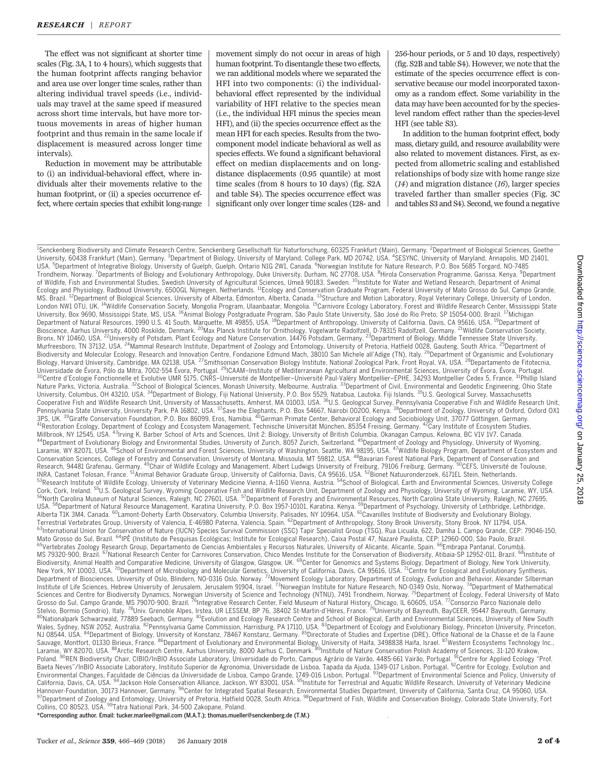The effect was not significant at shorter time scales (Fig. 3A, 1 to 4 hours), which suggests that the human footprint affects ranging behavior and area use over longer time scales, rather than altering individual travel speeds (i.e., individuals may travel at the same speed if measured across short time intervals, but have more tortuous movements in areas of higher human footprint and thus remain in the same locale if displacement is measured across longer time intervals).

Reduction in movement may be attributable to (i) an individual-behavioral effect, where individuals alter their movements relative to the human footprint, or (ii) a species occurrence effect, where certain species that exhibit long-range movement simply do not occur in areas of high human footprint. To disentangle these two effects, we ran additional models where we separated the HFI into two components: (i) the individual-behavioral effect represented by the individual variability of HFI relative to the species mean (i.e., the individual HFI minus the species mean HFI), and (ii) the species occurrence effect as the mean HFI for each species. Results from the two-component model indicate behavioral as well as species effects. We found a significant behavioral effect on median displacements and on long-distance displacements (0.95 quantile) at most time scales (from 8 hours to 10 days) (fig. S2A and table S4). The species occurrence effect was significant only over longer time scales (128- and 256-hour periods, or 5 and 10 days, respectively) (fig. S2B and table S4). However, we note that the estimate of the species occurrence effect is conservative because our model incorporated taxonomy as a random effect. Some variability in the data may have been accounted for by the species-level random effect rather than the species-level HFI (see table S3).

In addition to the human footprint effect, body mass, dietary guild, and resource availability were also related to movement distances. First, as expected from allometric scaling and established relationships of body size with home range size (14) and migration distance (16), larger species traveled farther than smaller species (Fig. 3C and tables S3 and S4). Second, we found a negative

---

[1]Senckenberg Biodiversity and Climate Research Centre, Senckenberg Gesellschaft für Naturforschung, 60325 Frankfurt (Main), Germany. [2]Department of Biological Sciences, Goethe University, 60438 Frankfurt (Main), Germany. [3]Department of Biology, University of Maryland, College Park, MD 20742, USA. [4]SESYNC, University of Maryland, Annapolis, MD 21401, USA. [5]Department of Integrative Biology, University of Guelph, Guelph, Ontario N1G 2W1, Canada. [6]Norwegian Institute for Nature Research, P.O. Box 5685 Torgard, NO-7485 Trondheim, Norway. [7]Departments of Biology and Evolutionary Anthropology, Duke University, Durham, NC 27708, USA. [8]Hirola Conservation Programme, Garissa, Kenya. [9]Department of Wildlife, Fish and Environmental Studies, Swedish University of Agricultural Sciences, Umeå 90183, Sweden. [10]Institute for Water and Wetland Research, Department of Animal Ecology and Physiology, Radboud University, 6500GL Nijmegen, Netherlands. [11]Ecology and Conservation Graduate Program, Federal University of Mato Grosso do Sul, Campo Grande, MS, Brazil. [12]Department of Biological Sciences, University of Alberta, Edmonton, Alberta, Canada. [13]Structure and Motion Laboratory, Royal Veterinary College, University of London, London NW1 0TU, UK. [14]Wildlife Conservation Society, Mongolia Program, Ulaanbaatar, Mongolia. [15]Carnivore Ecology Laboratory, Forest and Wildlife Research Center, Mississippi State University, Box 9690, Mississippi State, MS, USA. [16]Animal Biology Postgraduate Program, São Paulo State University, São José do Rio Preto, SP 15054-000, Brazil. [17]Michigan Department of Natural Resources, 1990 U.S. 41 South, Marquette, MI 49855, USA. [18]Department of Anthropology, University of California, Davis, CA 95616, USA. [19]Department of Bioscience, Aarhus University, 4000 Roskilde, Denmark. [20]Max Planck Institute for Ornithology, Vogelwarte Radolfzell, D-78315 Radolfzell, Germany. [21]Wildlife Conservation Society, Bronx, NY 10460, USA. [22]University of Potsdam, Plant Ecology and Nature Conservation, 14476 Potsdam, Germany. [23]Department of Biology, Middle Tennessee State University, Murfreesboro, TN 37132, USA. [24]Mammal Research Institute, Department of Zoology and Entomology, University of Pretoria, Hatfield 0028, Gauteng, South Africa. [25]Department of Biodiversity and Molecular Ecology, Research and Innovation Centre, Fondazione Edmund Mach, 38010 San Michele all'Adige (TN), Italy. [26]Department of Organismic and Evolutionary Biology, Harvard University, Cambridge, MA 02138, USA. [27]Smithsonian Conservation Biology Institute, National Zoological Park, Front Royal, VA, USA. [28]Departamento de Fitotecnia, Universidade de Évora, Pólo da Mitra, 7002-554 Évora, Portugal. [29]ICAAM–Institute of Mediterranean Agricultural and Environmental Sciences, University of Évora, Évora, Portugal. [30]Centre d'Ecologie Fonctionnelle et Evolutive UMR 5175, CNRS–Université de Montpellier–Université Paul-Valéry Montpellier–EPHE, 34293 Montpellier Cedex 5, France. [31]Phillip Island Nature Parks, Victoria, Australia. [32]School of Biological Sciences, Monash University, Melbourne, Australia. [33]Department of Civil, Environmental and Geodetic Engineering, Ohio State University, Columbus, OH 43210, USA. [34]Department of Biology, Fiji National University, P.O. Box 5529, Natabua, Lautoka, Fiji Islands. [35]U.S. Geological Survey, Massachusetts Cooperative Fish and Wildlife Research Unit, University of Massachusetts, Amherst, MA 01003, USA. [36]U.S. Geological Survey, Pennsylvania Cooperative Fish and Wildlife Research Unit, Pennsylvania State University, University Park, PA 16802, USA. [37]Save the Elephants, P.O. Box 54667, Nairobi 00200, Kenya. [38]Department of Zoology, University of Oxford, Oxford OX1 3PS, UK. [39]Giraffe Conservation Foundation, P.O. Box 86099, Eros, Namibia. [40]German Primate Center, Behavioral Ecology and Sociobiology Unit, 37077 Göttingen, Germany. [41]Restoration Ecology, Department of Ecology and Ecosystem Management, Technische Universität München, 85354 Freising, Germany. [42]Cary Institute of Ecosystem Studies, Millbrook, NY 12545, USA. [43]Irving K. Barber School of Arts and Sciences, Unit 2: Biology, University of British Columbia, Okanagan Campus, Kelowna, BC V1V 1V7, Canada. [44]Department of Evolutionary Biology and Environmental Studies, University of Zurich, 8057 Zurich, Switzerland. [45]Department of Zoology and Physiology, University of Wyoming, Laramie, WY 82071, USA. [46]School of Environmental and Forest Sciences, University of Washington, Seattle, WA 98195, USA. [47]Wildlife Biology Program, Department of Ecosystem and Conservation Sciences, College of Forestry and Conservation, University of Montana, Missoula, MT 59812, USA. [48]Bavarian Forest National Park, Department of Conservation and Research, 94481 Grafenau, Germany. [49]Chair of Wildlife Ecology and Management, Albert Ludwigs University of Freiburg, 79106 Freiburg, Germany. [50]CEFS, Université de Toulouse, INRA, Castanet Tolosan, France. [51]Animal Behavior Graduate Group, University of California, Davis, CA 95616, USA. [52]Bionet Natuuronderzoek, 6171EL Stein, Netherlands. [53]Research Institute of Wildlife Ecology, University of Veterinary Medicine Vienna, A-1160 Vienna, Austria. [54]School of Biological, Earth and Environmental Sciences, University College Cork, Cork, Ireland. [55]U.S. Geological Survey, Wyoming Cooperative Fish and Wildlife Research Unit, Department of Zoology and Physiology, University of Wyoming, Laramie, WY, USA. [56]North Carolina Museum of Natural Sciences, Raleigh, NC 27601, USA. [57]Department of Forestry and Environmental Resources, North Carolina State University, Raleigh, NC 27695, USA. [58]Department of Natural Resource Management, Karatina University, P.O. Box 1957-10101, Karatina, Kenya. [59]Department of Psychology, University of Lethbridge, Lethbridge, Alberta T1K 3M4, Canada. [60]Lamont-Doherty Earth Observatory, Columbia University, Palisades, NY 10964, USA. [61]Cavanilles Institute of Biodiversity and Evolutionary Biology, Terrestrial Vertebrates Group, University of Valencia, E-46980 Paterna, Valencia, Spain. [62]Department of Anthropology, Stony Brook University, Stony Brook, NY 11794, USA. [63]International Union for Conservation of Nature (IUCN) Species Survival Commission (SSC) Tapir Specialist Group (TSG), Rua Licuala, 622, Damha 1, Campo Grande, CEP: 79046-150, Mato Grosso do Sul, Brazil. [64]IPÊ (Instituto de Pesquisas Ecológicas; Institute for Ecological Research), Caixa Postal 47, Nazaré Paulista, CEP: 12960-000, São Paulo, Brazil. [65]Vertebrates Zoology Research Group, Departamento de Ciencias Ambientales y Recursos Naturales, University of Alicante, Alicante, Spain. [66]Embrapa Pantanal, Corumbá, MS 79320-900, Brazil. [67]National Research Center for Carnivores Conservation, Chico Mendes Institute for the Conservation of Biodiversity, Atibaia-SP 12952-011, Brazil. [68]Institute of Biodiversity, Animal Health and Comparative Medicine, University of Glasgow, Glasgow, UK. [69]Center for Genomics and Systems Biology, Department of Biology, New York University, New York, NY 10003, USA. [70]Department of Microbiology and Molecular Genetics, University of California, Davis, CA 95616, USA. [71]Centre for Ecological and Evolutionary Synthesis, Department of Biosciences, University of Oslo, Blindern, NO-0316 Oslo, Norway. [72]Movement Ecology Laboratory, Department of Ecology, Evolution and Behavior, Alexander Silberman Institute of Life Sciences, Hebrew University of Jerusalem, Jerusalem 91904, Israel. [73]Norwegian Institute for Nature Research, NO-0349 Oslo, Norway. [74]Department of Mathematical Sciences and Centre for Biodiversity Dynamics, Norwegian University of Science and Technology (NTNU), 7491 Trondheim, Norway. [75]Department of Ecology, Federal University of Mato Grosso do Sul, Campo Grande, MS 79070-900, Brazil. [76]Integrative Research Center, Field Museum of Natural History, Chicago, IL 60605, USA. [77]Consorzio Parco Nazionale dello Stelvio, Bormio (Sondrio), Italy. [78]Univ. Grenoble Alpes, Irstea, UR LESSEM, BP 76, 38402 St-Martin-d'Hères, France. [79]University of Bayreuth, BayCEER, 95447 Bayreuth, Germany. [80]Nationalpark Schwarzwald, 77889 Seebach, Germany. [81]Evolution and Ecology Research Centre and School of Biological, Earth and Environmental Sciences, University of New South Wales, Sydney, NSW 2052, Australia. [82]Pennsylvania Game Commission, Harrisburg, PA 17110, USA. [83]Department of Ecology and Evolutionary Biology, Princeton University, Princeton, NJ 08544, USA. [84]Department of Biology, University of Konstanz, 78467 Konstanz, Germany. [85]Directorate of Studies and Expertise (DRE), Office National de la Chasse et de la Faune Sauvage, Montfort, 01330 Birieux, France. [86]Department of Evolutionary and Environmental Biology, University of Haifa, 3498838 Haifa, Israel. [87]Western Ecosystems Technology Inc., Laramie, WY 82070, USA. [88]Arctic Research Centre, Aarhus University, 8000 Aarhus C, Denmark. [89]Institute of Nature Conservation Polish Academy of Sciences, 31-120 Krakow, Poland. [90]REN Biodiversity Chair, CIBIO/InBIO Associate Laboratory, Universidade do Porto, Campus Agrário de Vairão, 4485-661 Vairão, Portugal. [91]Centre for Applied Ecology "Prof. Baeta Neves"/InBIO Associate Laboratory, Instituto Superior de Agronomia, Universidade de Lisboa, Tapada da Ajuda, 1349-017 Lisbon, Portugal. [92]Centre for Ecology, Evolution and Environmental Changes, Faculdade de Ciências da Universidade de Lisboa, Campo Grande, 1749-016 Lisbon, Portugal. [93]Department of Environmental Science and Policy, University of California, Davis, CA, USA. [94]Jackson Hole Conservation Alliance, Jackson, WY 83001, USA. [95]Institute for Terrestrial and Aquatic Wildlife Research, University of Veterinary Medicine Hannover-Foundation, 30173 Hannover, Germany. [96]Center for Integrated Spatial Research, Environmental Studies Department, University of California, Santa Cruz, CA 95060, USA. [97]Department of Zoology and Entomology, University of Pretoria, Hatfield 0028, South Africa. [98]Department of Fish, Wildlife and Conservation Biology, Colorado State University, Fort Collins, CO 80523, USA. [99]Tatra National Park, 34-500 Zakopane, Poland.

*Corresponding author. Email: tucker.marlee@gmail.com (M.A.T.); thomas.mueller@senckenberg.de (T.M.)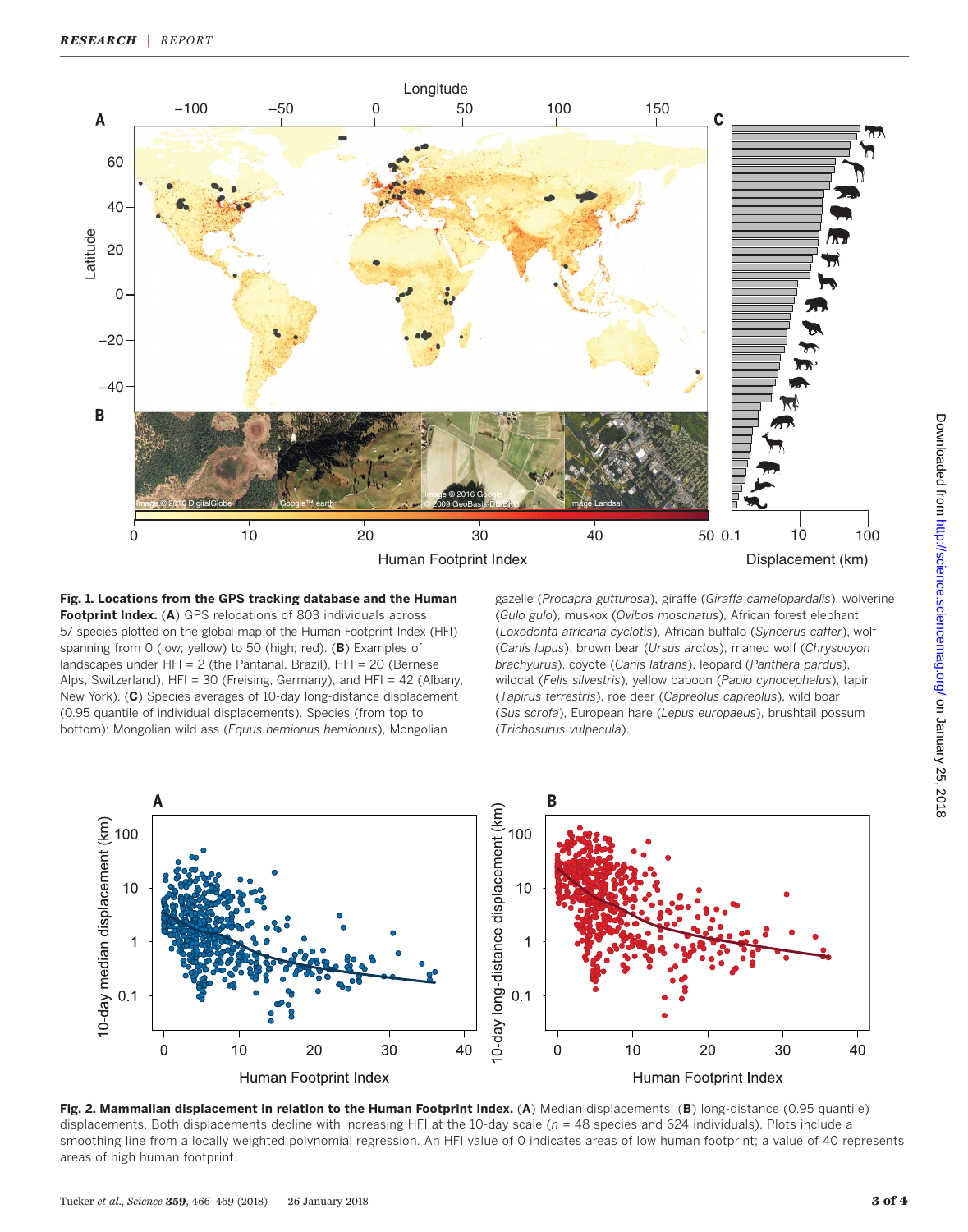**Fig. 1. Locations from the GPS tracking database and the Human Footprint Index.** (**A**) GPS relocations of 803 individuals across 57 species plotted on the global map of the Human Footprint Index (HFI) spanning from 0 (low; yellow) to 50 (high; red). (**B**) Examples of landscapes under HFI = 2 (the Pantanal, Brazil), HFI = 20 (Bernese Alps, Switzerland), HFI = 30 (Freising, Germany), and HFI = 42 (Albany, New York). (**C**) Species averages of 10-day long-distance displacement (0.95 quantile of individual displacements). Species (from top to bottom): Mongolian wild ass (*Equus hemionus hemionus*), Mongolian gazelle (*Procapra gutturosa*), giraffe (*Giraffa camelopardalis*), wolverine (*Gulo gulo*), muskox (*Ovibos moschatus*), African forest elephant (*Loxodonta africana cyclotis*), African buffalo (*Syncerus caffer*), wolf (*Canis lupus*), brown bear (*Ursus arctos*), maned wolf (*Chrysocyon brachyurus*), coyote (*Canis latrans*), leopard (*Panthera pardus*), wildcat (*Felis silvestris*), yellow baboon (*Papio cynocephalus*), tapir (*Tapirus terrestris*), roe deer (*Capreolus capreolus*), wild boar (*Sus scrofa*), European hare (*Lepus europaeus*), brushtail possum (*Trichosurus vulpecula*).

**Fig. 2. Mammalian displacement in relation to the Human Footprint Index.** (**A**) Median displacements; (**B**) long-distance (0.95 quantile) displacements. Both displacements decline with increasing HFI at the 10-day scale ($n$ = 48 species and 624 individuals). Plots include a smoothing line from a locally weighted polynomial regression. An HFI value of 0 indicates areas of low human footprint; a value of 40 represents areas of high human footprint.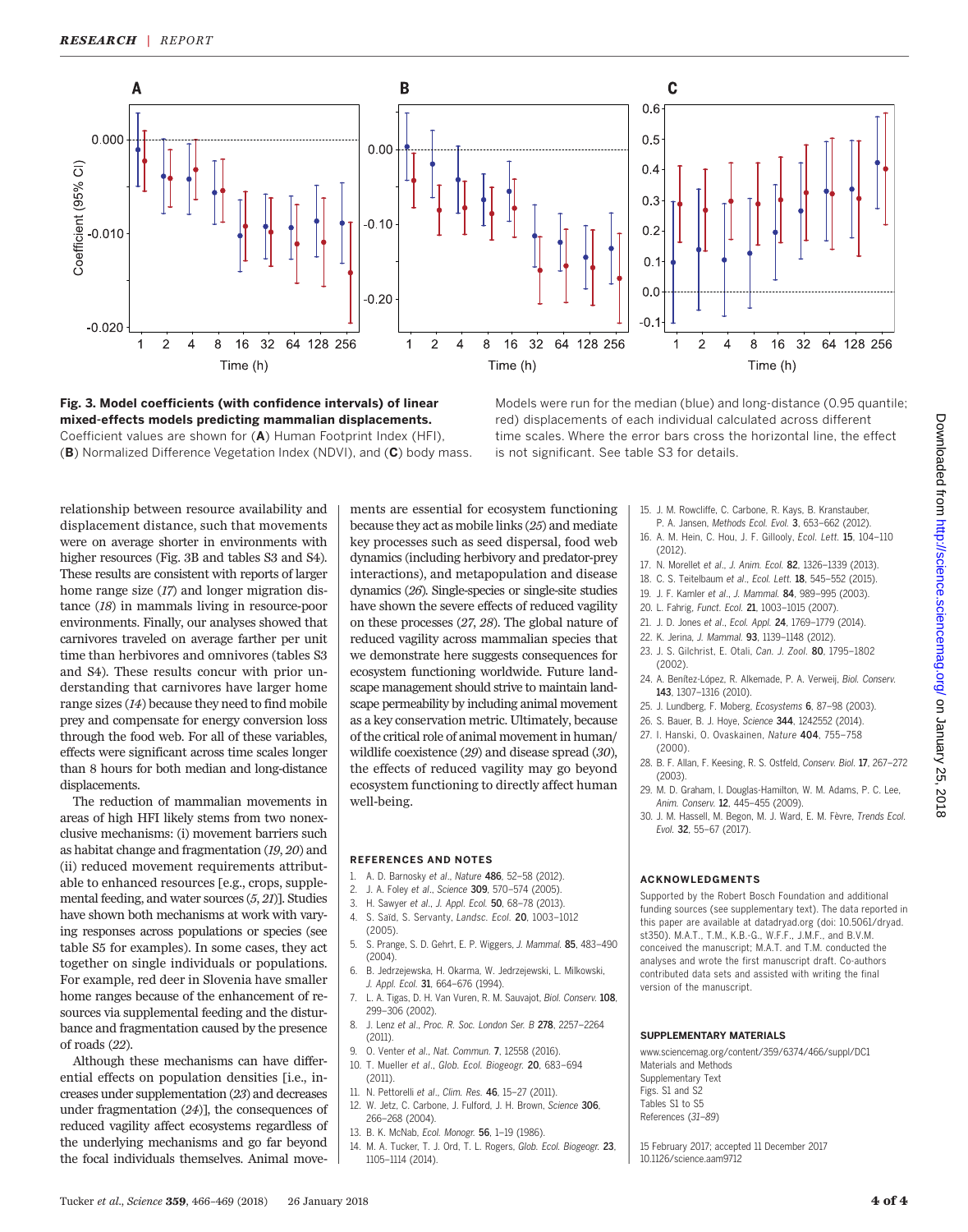**Fig. 3. Model coefficients (with confidence intervals) of linear mixed-effects models predicting mammalian displacements.** Coefficient values are shown for (**A**) Human Footprint Index (HFI), (**B**) Normalized Difference Vegetation Index (NDVI), and (**C**) body mass. Models were run for the median (blue) and long-distance (0.95 quantile; red) displacements of each individual calculated across different time scales. Where the error bars cross the horizontal line, the effect is not significant. See table S3 for details.

relationship between resource availability and displacement distance, such that movements were on average shorter in environments with higher resources (Fig. 3B and tables S3 and S4). These results are consistent with reports of larger home range size (*17*) and longer migration distance (*18*) in mammals living in resource-poor environments. Finally, our analyses showed that carnivores traveled on average farther per unit time than herbivores and omnivores (tables S3 and S4). These results concur with prior understanding that carnivores have larger home range sizes (*14*) because they need to find mobile prey and compensate for energy conversion loss through the food web. For all of these variables, effects were significant across time scales longer than 8 hours for both median and long-distance displacements.

The reduction of mammalian movements in areas of high HFI likely stems from two nonexclusive mechanisms: (i) movement barriers such as habitat change and fragmentation (*19*, *20*) and (ii) reduced movement requirements attributable to enhanced resources [e.g., crops, supplemental feeding, and water sources (*5*, *21*)]. Studies have shown both mechanisms at work with varying responses across populations or species (see table S5 for examples). In some cases, they act together on single individuals or populations. For example, red deer in Slovenia have smaller home ranges because of the enhancement of resources via supplemental feeding and the disturbance and fragmentation caused by the presence of roads (*22*).

Although these mechanisms can have differential effects on population densities [i.e., increases under supplementation (*23*) and decreases under fragmentation (*24*)], the consequences of reduced vagility affect ecosystems regardless of the underlying mechanisms and go far beyond the focal individuals themselves. Animal movements are essential for ecosystem functioning because they act as mobile links (*25*) and mediate key processes such as seed dispersal, food web dynamics (including herbivory and predator-prey interactions), and metapopulation and disease dynamics (*26*). Single-species or single-site studies have shown the severe effects of reduced vagility on these processes (*27*, *28*). The global nature of reduced vagility across mammalian species that we demonstrate here suggests consequences for ecosystem functioning worldwide. Future landscape management should strive to maintain landscape permeability by including animal movement as a key conservation metric. Ultimately, because of the critical role of animal movement in human/wildlife coexistence (*29*) and disease spread (*30*), the effects of reduced vagility may go beyond ecosystem functioning to directly affect human well-being.

## REFERENCES AND NOTES

1. A. D. Barnosky *et al.*, *Nature* **486**, 52–58 (2012).
2. J. A. Foley *et al.*, *Science* **309**, 570–574 (2005).
3. H. Sawyer *et al.*, *J. Appl. Ecol.* **50**, 68–78 (2013).
4. S. Saïd, S. Servanty, *Landsc. Ecol.* **20**, 1003–1012 (2005).
5. S. Prange, S. D. Gehrt, E. P. Wiggers, *J. Mammal.* **85**, 483–490 (2004).
6. B. Jedrzejewska, H. Okarma, W. Jedrzejewski, L. Milkowski, *J. Appl. Ecol.* **31**, 664–676 (1994).
7. L. A. Tigas, D. H. Van Vuren, R. M. Sauvajot, *Biol. Conserv.* **108**, 299–306 (2002).
8. J. Lenz *et al.*, *Proc. R. Soc. London Ser. B* **278**, 2257–2264 (2011).
9. O. Venter *et al.*, *Nat. Commun.* **7**, 12558 (2016).
10. T. Mueller *et al.*, *Glob. Ecol. Biogeogr.* **20**, 683–694 (2011).
11. N. Pettorelli *et al.*, *Clim. Res.* **46**, 15–27 (2011).
12. W. Jetz, C. Carbone, J. Fulford, J. H. Brown, *Science* **306**, 266–268 (2004).
13. B. K. McNab, *Ecol. Monogr.* **56**, 1–19 (1986).
14. M. A. Tucker, T. J. Ord, T. L. Rogers, *Glob. Ecol. Biogeogr.* **23**, 1105–1114 (2014).
15. J. M. Rowcliffe, C. Carbone, R. Kays, B. Kranstauber, P. A. Jansen, *Methods Ecol. Evol.* **3**, 653–662 (2012).
16. A. M. Hein, C. Hou, J. F. Gillooly, *Ecol. Lett.* **15**, 104–110 (2012).
17. N. Morellet *et al.*, *J. Anim. Ecol.* **82**, 1326–1339 (2013).
18. C. S. Teitelbaum *et al.*, *Ecol. Lett.* **18**, 545–552 (2015).
19. J. F. Kamler *et al.*, *J. Mammal.* **84**, 989–995 (2003).
20. L. Fahrig, *Funct. Ecol.* **21**, 1003–1015 (2007).
21. J. D. Jones *et al.*, *Ecol. Appl.* **24**, 1769–1779 (2014).
22. K. Jerina, *J. Mammal.* **93**, 1139–1148 (2012).
23. J. S. Gilchrist, E. Otali, *Can. J. Zool.* **80**, 1795–1802 (2002).
24. A. Benítez-López, R. Alkemade, P. A. Verweij, *Biol. Conserv.* **143**, 1307–1316 (2010).
25. J. Lundberg, F. Moberg, *Ecosystems* **6**, 87–98 (2003).
26. S. Bauer, B. J. Hoye, *Science* **344**, 1242552 (2014).
27. I. Hanski, O. Ovaskainen, *Nature* **404**, 755–758 (2000).
28. B. F. Allan, F. Keesing, R. S. Ostfeld, *Conserv. Biol.* **17**, 267–272 (2003).
29. M. D. Graham, I. Douglas-Hamilton, W. M. Adams, P. C. Lee, *Anim. Conserv.* **12**, 445–455 (2009).
30. J. M. Hassell, M. Begon, M. J. Ward, E. M. Fèvre, *Trends Ecol. Evol.* **32**, 55–67 (2017).

## ACKNOWLEDGMENTS

Supported by the Robert Bosch Foundation and additional funding sources (see supplementary text). The data reported in this paper are available at datadryad.org (doi: 10.5061/dryad.st350). M.A.T., T.M., K.B.-G., W.F.F., J.M.F., and B.V.M. conceived the manuscript; M.A.T. and T.M. conducted the analyses and wrote the first manuscript draft. Co-authors contributed data sets and assisted with writing the final version of the manuscript.

## SUPPLEMENTARY MATERIALS

www.sciencemag.org/content/359/6374/466/suppl/DC1
Materials and Methods
Supplementary Text
Figs. S1 and S2
Tables S1 to S5
References (*31*–*89*)

15 February 2017; accepted 11 December 2017
10.1126/science.aam9712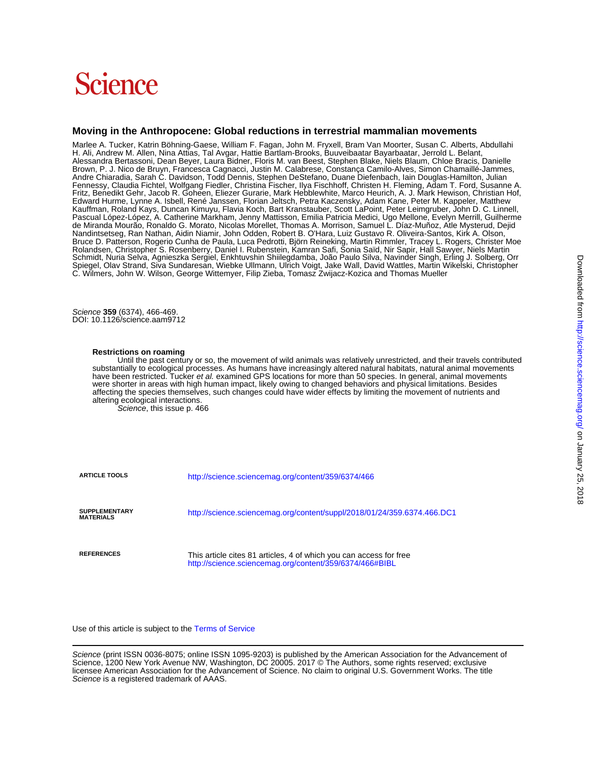# Science

## Moving in the Anthropocene: Global reductions in terrestrial mammalian movements

Marlee A. Tucker, Katrin Böhning-Gaese, William F. Fagan, John M. Fryxell, Bram Van Moorter, Susan C. Alberts, Abdullahi H. Ali, Andrew M. Allen, Nina Attias, Tal Avgar, Hattie Bartlam-Brooks, Buuveibaatar Bayarbaatar, Jerrold L. Belant, Alessandra Bertassoni, Dean Beyer, Laura Bidner, Floris M. van Beest, Stephen Blake, Niels Blaum, Chloe Bracis, Danielle Brown, P. J. Nico de Bruyn, Francesca Cagnacci, Justin M. Calabrese, Constança Camilo-Alves, Simon Chamaillé-Jammes, Andre Chiaradia, Sarah C. Davidson, Todd Dennis, Stephen DeStefano, Duane Diefenbach, Iain Douglas-Hamilton, Julian Fennessy, Claudia Fichtel, Wolfgang Fiedler, Christina Fischer, Ilya Fischhoff, Christen H. Fleming, Adam T. Ford, Susanne A. Fritz, Benedikt Gehr, Jacob R. Goheen, Eliezer Gurarie, Mark Hebblewhite, Marco Heurich, A. J. Mark Hewison, Christian Hof, Edward Hurme, Lynne A. Isbell, René Janssen, Florian Jeltsch, Petra Kaczensky, Adam Kane, Peter M. Kappeler, Matthew Kauffman, Roland Kays, Duncan Kimuyu, Flavia Koch, Bart Kranstauber, Scott LaPoint, Peter Leimgruber, John D. C. Linnell, Pascual López-López, A. Catherine Markham, Jenny Mattisson, Emilia Patricia Medici, Ugo Mellone, Evelyn Merrill, Guilherme de Miranda Mourão, Ronaldo G. Morato, Nicolas Morellet, Thomas A. Morrison, Samuel L. Díaz-Muñoz, Atle Mysterud, Dejid Nandintsetseg, Ran Nathan, Aidin Niamir, John Odden, Robert B. O'Hara, Luiz Gustavo R. Oliveira-Santos, Kirk A. Olson, Bruce D. Patterson, Rogerio Cunha de Paula, Luca Pedrotti, Björn Reineking, Martin Rimmler, Tracey L. Rogers, Christer Moe Rolandsen, Christopher S. Rosenberry, Daniel I. Rubenstein, Kamran Safi, Sonia Saïd, Nir Sapir, Hall Sawyer, Niels Martin Schmidt, Nuria Selva, Agnieszka Sergiel, Enkhtuvshin Shiilegdamba, João Paulo Silva, Navinder Singh, Erling J. Solberg, Orr Spiegel, Olav Strand, Siva Sundaresan, Wiebke Ullmann, Ulrich Voigt, Jake Wall, David Wattles, Martin Wikelski, Christopher C. Wilmers, John W. Wilson, George Wittemyer, Filip Zieba, Tomasz Zwijacz-Kozica and Thomas Mueller

*Science* **359** (6374), 466-469.
DOI: 10.1126/science.aam9712

**Restrictions on roaming**

Until the past century or so, the movement of wild animals was relatively unrestricted, and their travels contributed substantially to ecological processes. As humans have increasingly altered natural habitats, natural animal movements have been restricted. Tucker *et al.* examined GPS locations for more than 50 species. In general, animal movements were shorter in areas with high human impact, likely owing to changed behaviors and physical limitations. Besides affecting the species themselves, such changes could have wider effects by limiting the movement of nutrients and altering ecological interactions.

*Science*, this issue p. 466

| | |
|---|---|
| **ARTICLE TOOLS** | http://science.sciencemag.org/content/359/6374/466 |
| **SUPPLEMENTARY MATERIALS** | http://science.sciencemag.org/content/suppl/2018/01/24/359.6374.466.DC1 |
| **REFERENCES** | This article cites 81 articles, 4 of which you can access for free http://science.sciencemag.org/content/359/6374/466#BIBL |

Use of this article is subject to the Terms of Service

*Science* (print ISSN 0036-8075; online ISSN 1095-9203) is published by the American Association for the Advancement of Science, 1200 New York Avenue NW, Washington, DC 20005. 2017 © The Authors, some rights reserved; exclusive licensee American Association for the Advancement of Science. No claim to original U.S. Government Works. The title *Science* is a registered trademark of AAAS.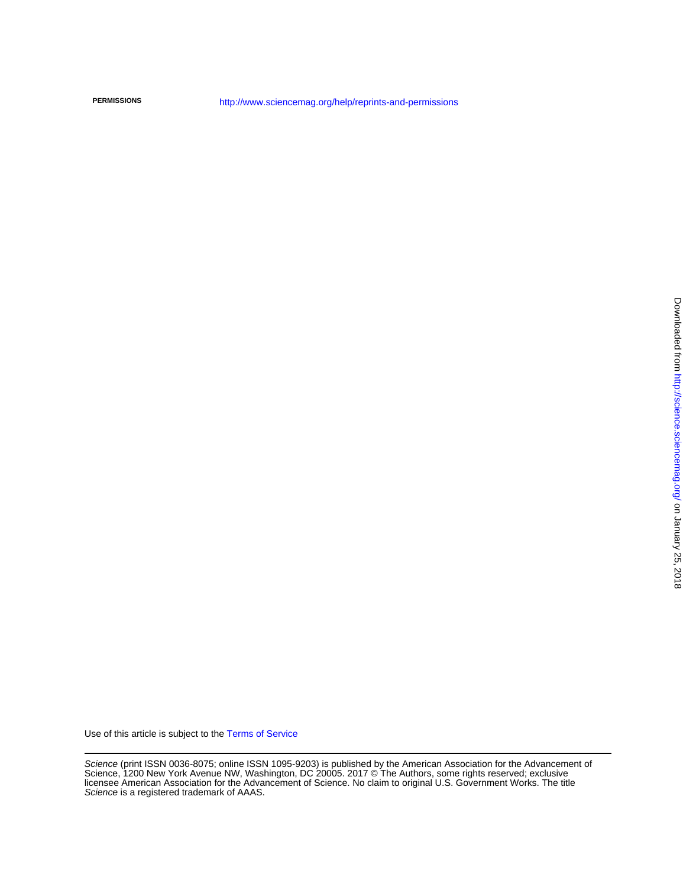**PERMISSIONS** http://www.sciencemag.org/help/reprints-and-permissions

Use of this article is subject to the Terms of Service

*Science* (print ISSN 0036-8075; online ISSN 1095-9203) is published by the American Association for the Advancement of Science, 1200 New York Avenue NW, Washington, DC 20005. 2017 © The Authors, some rights reserved; exclusive licensee American Association for the Advancement of Science. No claim to original U.S. Government Works. The title *Science* is a registered trademark of AAAS.

Downloaded from http://science.sciencemag.org/ on January 25, 2018